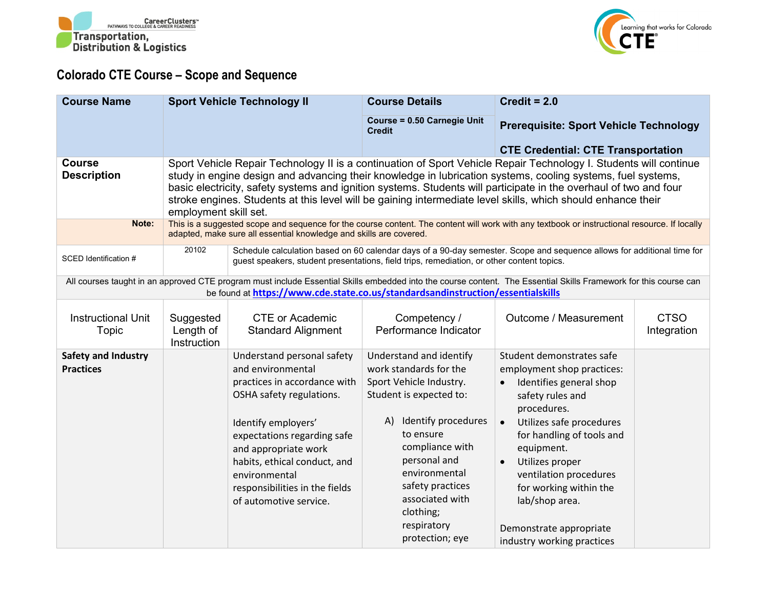# Colorado CTE Course – Scope and Sequence

| Course Name | Sport Vehicle Technology II | Course Details | Credit = 2.0 |
|---|---|---|---|
| | | Course = 0.50 Carnegie Unit Credit | Prerequisite: Sport Vehicle Technology<br><br>CTE Credential: CTE Transportation |
| **Course Description** | Sport Vehicle Repair Technology II is a continuation of Sport Vehicle Repair Technology I. Students will continue study in engine design and advancing their knowledge in lubrication systems, cooling systems, fuel systems, basic electricity, safety systems and ignition systems. Students will participate in the overhaul of two and four stroke engines. Students at this level will be gaining intermediate level skills, which should enhance their employment skill set. | | |
| **Note:** | This is a suggested scope and sequence for the course content. The content will work with any textbook or instructional resource. If locally adapted, make sure all essential knowledge and skills are covered. | | |
| SCED Identification # | 20102 | Schedule calculation based on 60 calendar days of a 90-day semester. Scope and sequence allows for additional time for guest speakers, student presentations, field trips, remediation, or other content topics. | |

All courses taught in an approved CTE program must include Essential Skills embedded into the course content. The Essential Skills Framework for this course can be found at https://www.cde.state.co.us/standardsandinstruction/essentialskills

| Instructional Unit Topic | Suggested Length of Instruction | CTE or Academic Standard Alignment | Competency / Performance Indicator | Outcome / Measurement | CTSO Integration |
|---|---|---|---|---|---|
| **Safety and Industry Practices** | | Understand personal safety and environmental practices in accordance with OSHA safety regulations.<br><br>Identify employers' expectations regarding safe and appropriate work habits, ethical conduct, and environmental responsibilities in the fields of automotive service. | Understand and identify work standards for the Sport Vehicle Industry. Student is expected to:<br><br>A) Identify procedures to ensure compliance with personal and environmental safety practices associated with clothing; respiratory protection; eye | Student demonstrates safe employment shop practices:<br>• Identifies general shop safety rules and procedures.<br>• Utilizes safe procedures for handling of tools and equipment.<br>• Utilizes proper ventilation procedures for working within the lab/shop area.<br><br>Demonstrate appropriate industry working practices | |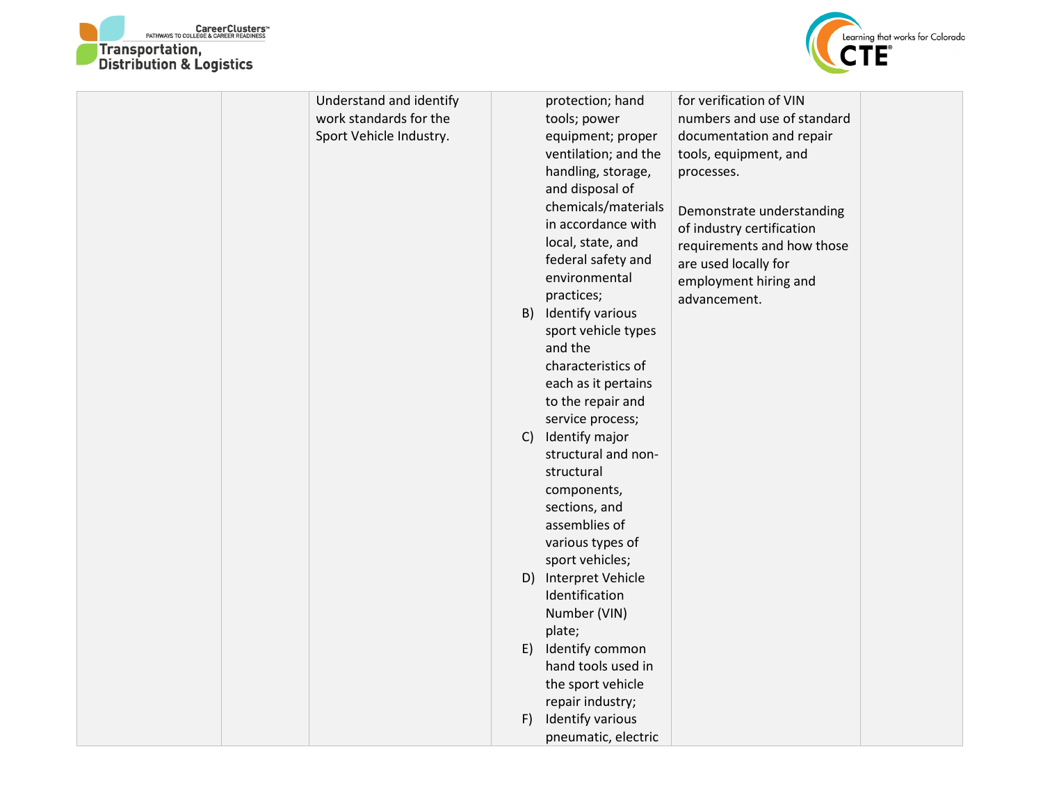|  |  |  |  |  |  |
|---|---|---|---|---|---|
|  |  | Understand and identify work standards for the Sport Vehicle Industry. | protection; hand tools; power equipment; proper ventilation; and the handling, storage, and disposal of chemicals/materials in accordance with local, state, and federal safety and environmental practices;<br>B) Identify various sport vehicle types and the characteristics of each as it pertains to the repair and service process;<br>C) Identify major structural and non-structural components, sections, and assemblies of various types of sport vehicles;<br>D) Interpret Vehicle Identification Number (VIN) plate;<br>E) Identify common hand tools used in the sport vehicle repair industry;<br>F) Identify various pneumatic, electric | for verification of VIN numbers and use of standard documentation and repair tools, equipment, and processes.<br><br>Demonstrate understanding of industry certification requirements and how those are used locally for employment hiring and advancement. |  |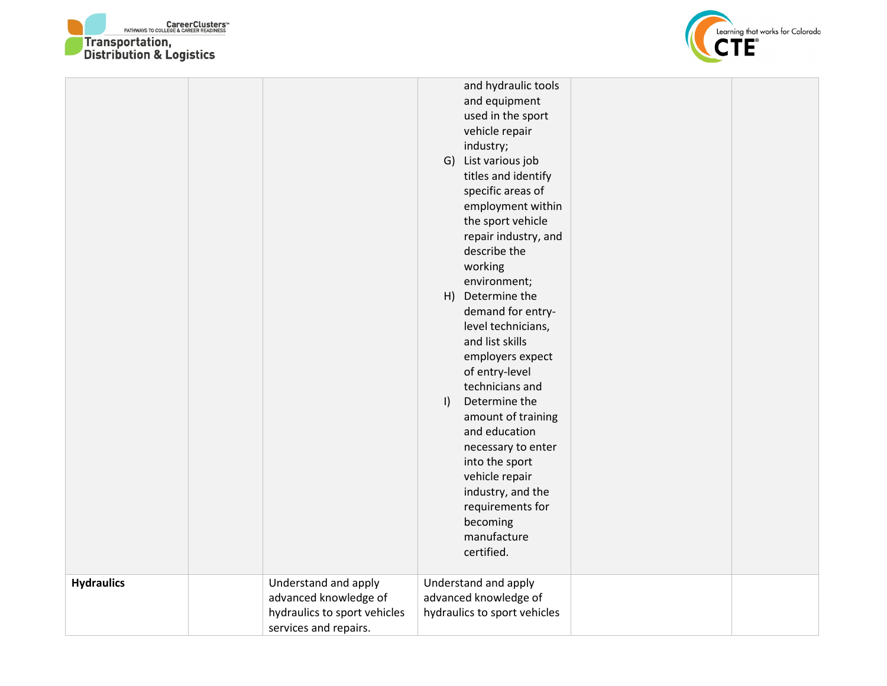| | | | | | |
|---|---|---|---|---|---|
| | | | and hydraulic tools and equipment used in the sport vehicle repair industry;<br>G) List various job titles and identify specific areas of employment within the sport vehicle repair industry, and describe the working environment;<br>H) Determine the demand for entry-level technicians, and list skills employers expect of entry-level technicians and<br>I) Determine the amount of training and education necessary to enter into the sport vehicle repair industry, and the requirements for becoming manufacture certified. | | |
| **Hydraulics** | | Understand and apply advanced knowledge of hydraulics to sport vehicles services and repairs. | Understand and apply advanced knowledge of hydraulics to sport vehicles | | |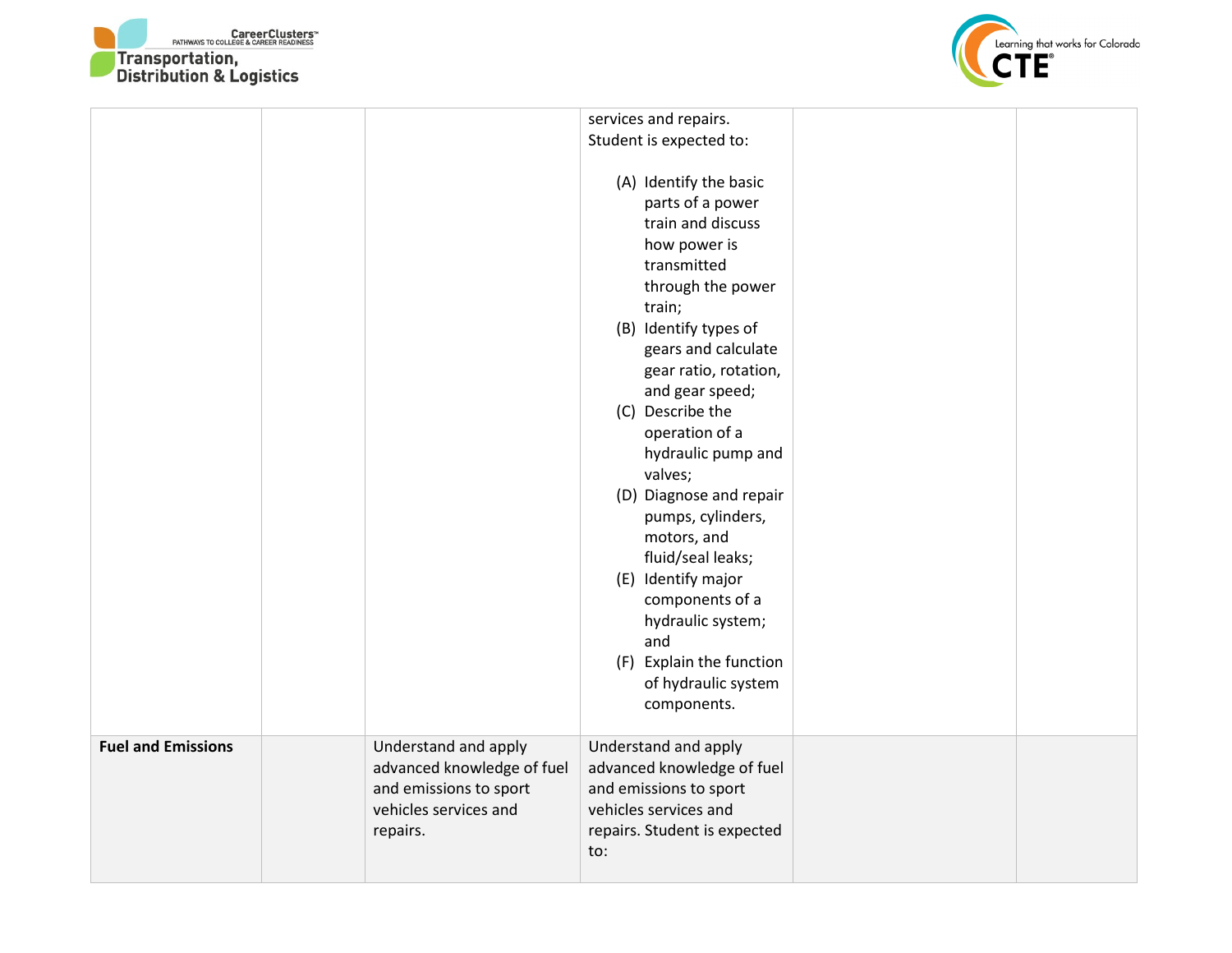| | | | | | |
|---|---|---|---|---|---|
| | | | services and repairs. Student is expected to:<br><br>(A) Identify the basic parts of a power train and discuss how power is transmitted through the power train;<br>(B) Identify types of gears and calculate gear ratio, rotation, and gear speed;<br>(C) Describe the operation of a hydraulic pump and valves;<br>(D) Diagnose and repair pumps, cylinders, motors, and fluid/seal leaks;<br>(E) Identify major components of a hydraulic system; and<br>(F) Explain the function of hydraulic system components. | | |
| **Fuel and Emissions** | | Understand and apply advanced knowledge of fuel and emissions to sport vehicles services and repairs. | Understand and apply advanced knowledge of fuel and emissions to sport vehicles services and repairs. Student is expected to: | | |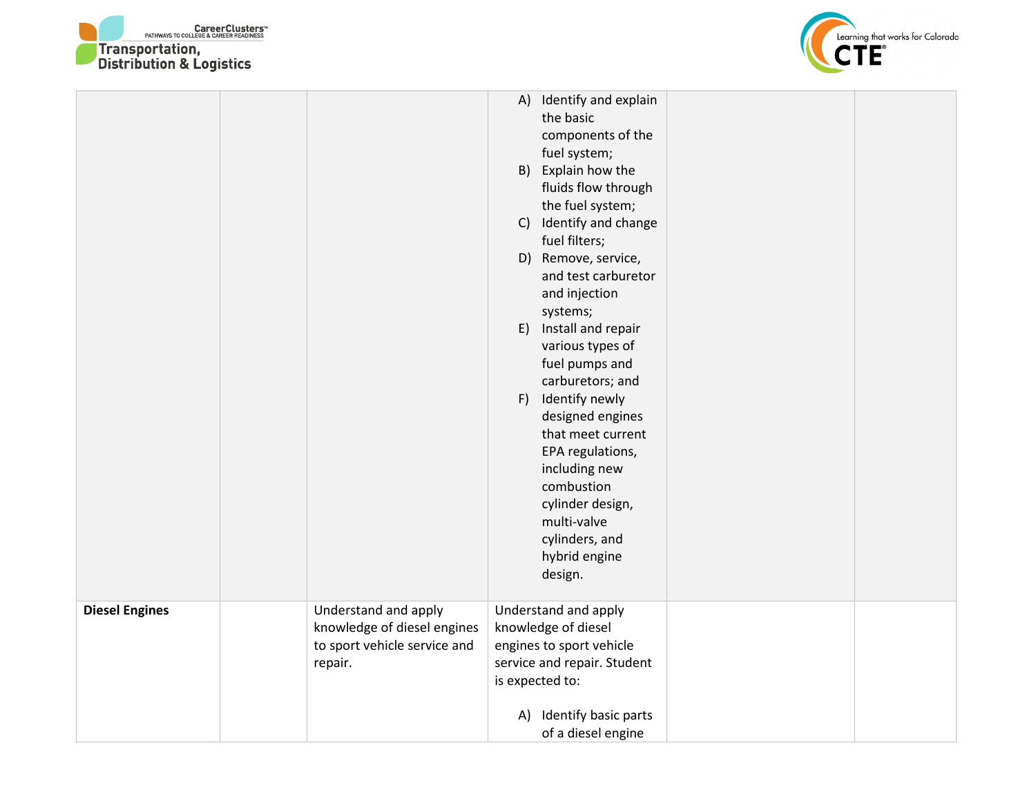| | | | | | |
|---|---|---|---|---|---|
| | | | A) Identify and explain the basic components of the fuel system;<br>B) Explain how the fluids flow through the fuel system;<br>C) Identify and change fuel filters;<br>D) Remove, service, and test carburetor and injection systems;<br>E) Install and repair various types of fuel pumps and carburetors; and<br>F) Identify newly designed engines that meet current EPA regulations, including new combustion cylinder design, multi-valve cylinders, and hybrid engine design. | | |
| **Diesel Engines** | | Understand and apply knowledge of diesel engines to sport vehicle service and repair. | Understand and apply knowledge of diesel engines to sport vehicle service and repair. Student is expected to:<br><br>A) Identify basic parts of a diesel engine | | |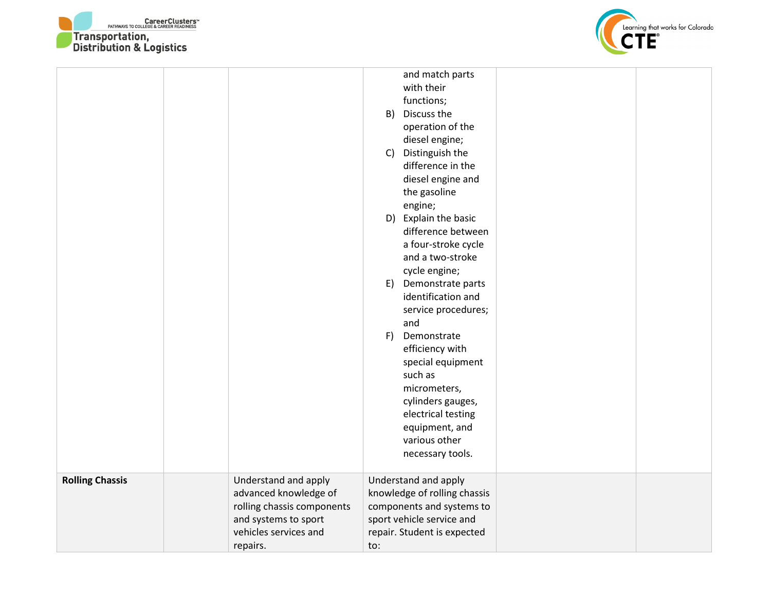| | | | | | |
|---|---|---|---|---|---|
| | | | and match parts with their functions;<br>B) Discuss the operation of the diesel engine;<br>C) Distinguish the difference in the diesel engine and the gasoline engine;<br>D) Explain the basic difference between a four-stroke cycle and a two-stroke cycle engine;<br>E) Demonstrate parts identification and service procedures; and<br>F) Demonstrate efficiency with special equipment such as micrometers, cylinders gauges, electrical testing equipment, and various other necessary tools. | | |
| **Rolling Chassis** | | Understand and apply advanced knowledge of rolling chassis components and systems to sport vehicles services and repairs. | Understand and apply knowledge of rolling chassis components and systems to sport vehicle service and repair. Student is expected to: | | |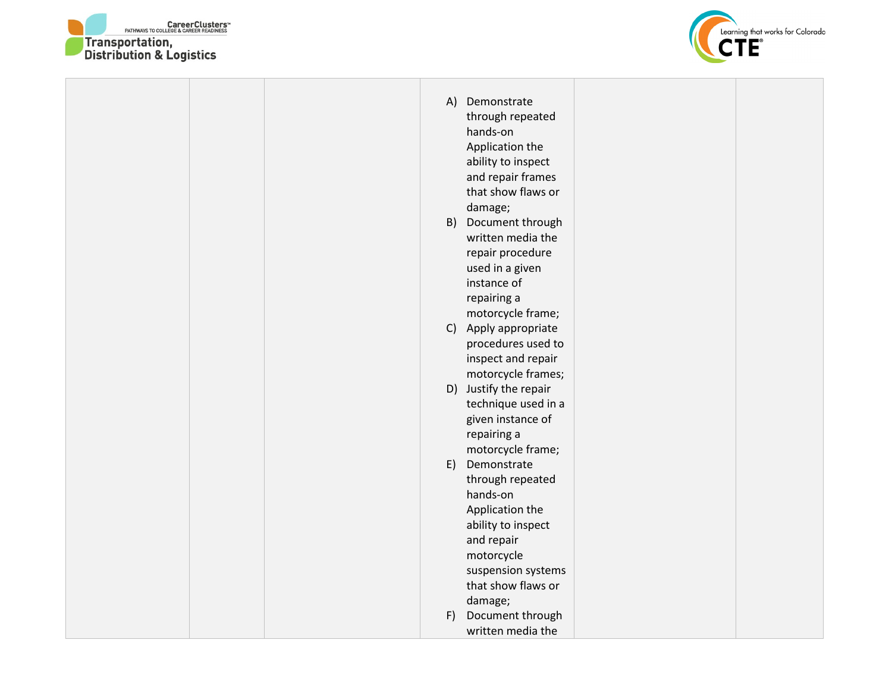|  |  |  | A) Demonstrate through repeated hands-on Application the ability to inspect and repair frames that show flaws or damage;<br>B) Document through written media the repair procedure used in a given instance of repairing a motorcycle frame;<br>C) Apply appropriate procedures used to inspect and repair motorcycle frames;<br>D) Justify the repair technique used in a given instance of repairing a motorcycle frame;<br>E) Demonstrate through repeated hands-on Application the ability to inspect and repair motorcycle suspension systems that show flaws or damage;<br>F) Document through written media the |  |  |
|---|---|---|---|---|---|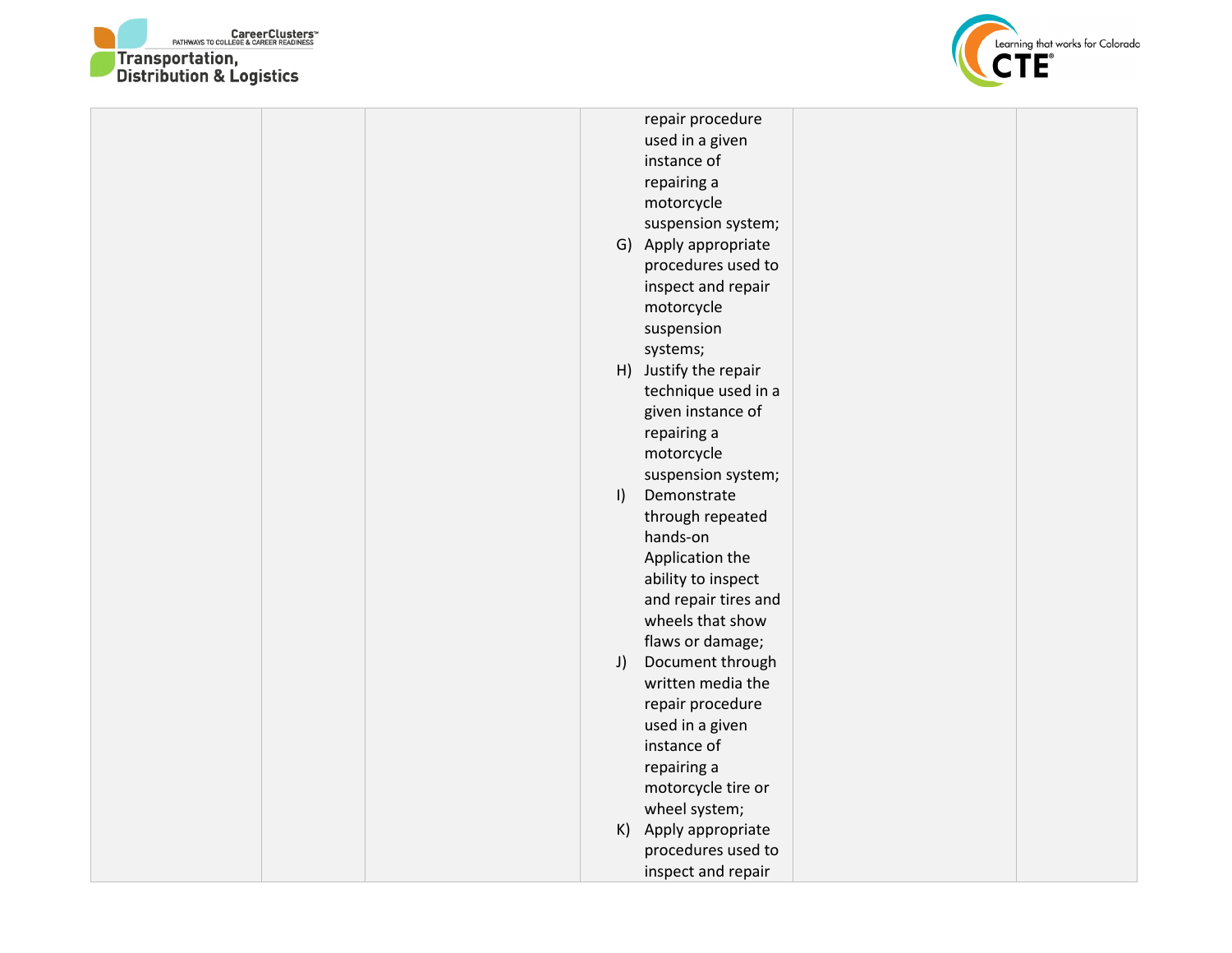| | | | | | |
|---|---|---|---|---|---|
| | | | repair procedure used in a given instance of repairing a motorcycle suspension system;<br>G) Apply appropriate procedures used to inspect and repair motorcycle suspension systems;<br>H) Justify the repair technique used in a given instance of repairing a motorcycle suspension system;<br>I) Demonstrate through repeated hands-on Application the ability to inspect and repair tires and wheels that show flaws or damage;<br>J) Document through written media the repair procedure used in a given instance of repairing a motorcycle tire or wheel system;<br>K) Apply appropriate procedures used to inspect and repair | | |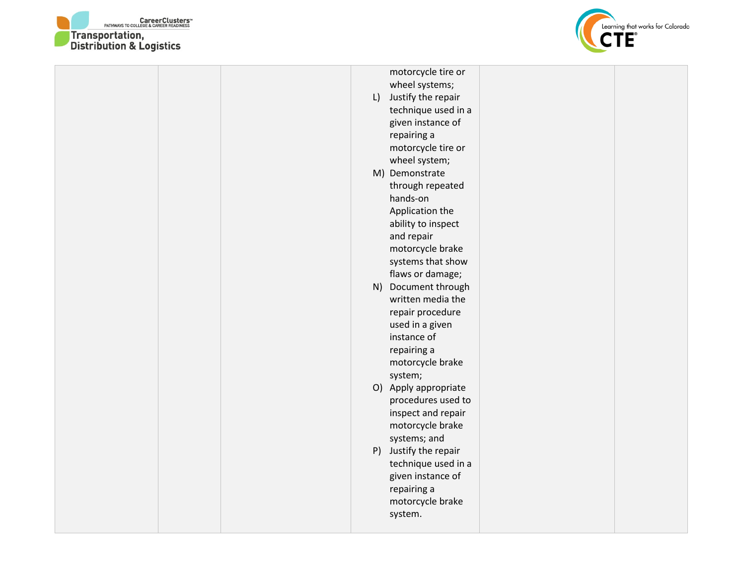| | | | | | |
|---|---|---|---|---|---|
| | | | motorcycle tire or wheel systems;<br>L) Justify the repair technique used in a given instance of repairing a motorcycle tire or wheel system;<br>M) Demonstrate through repeated hands-on Application the ability to inspect and repair motorcycle brake systems that show flaws or damage;<br>N) Document through written media the repair procedure used in a given instance of repairing a motorcycle brake system;<br>O) Apply appropriate procedures used to inspect and repair motorcycle brake systems; and<br>P) Justify the repair technique used in a given instance of repairing a motorcycle brake system. | | |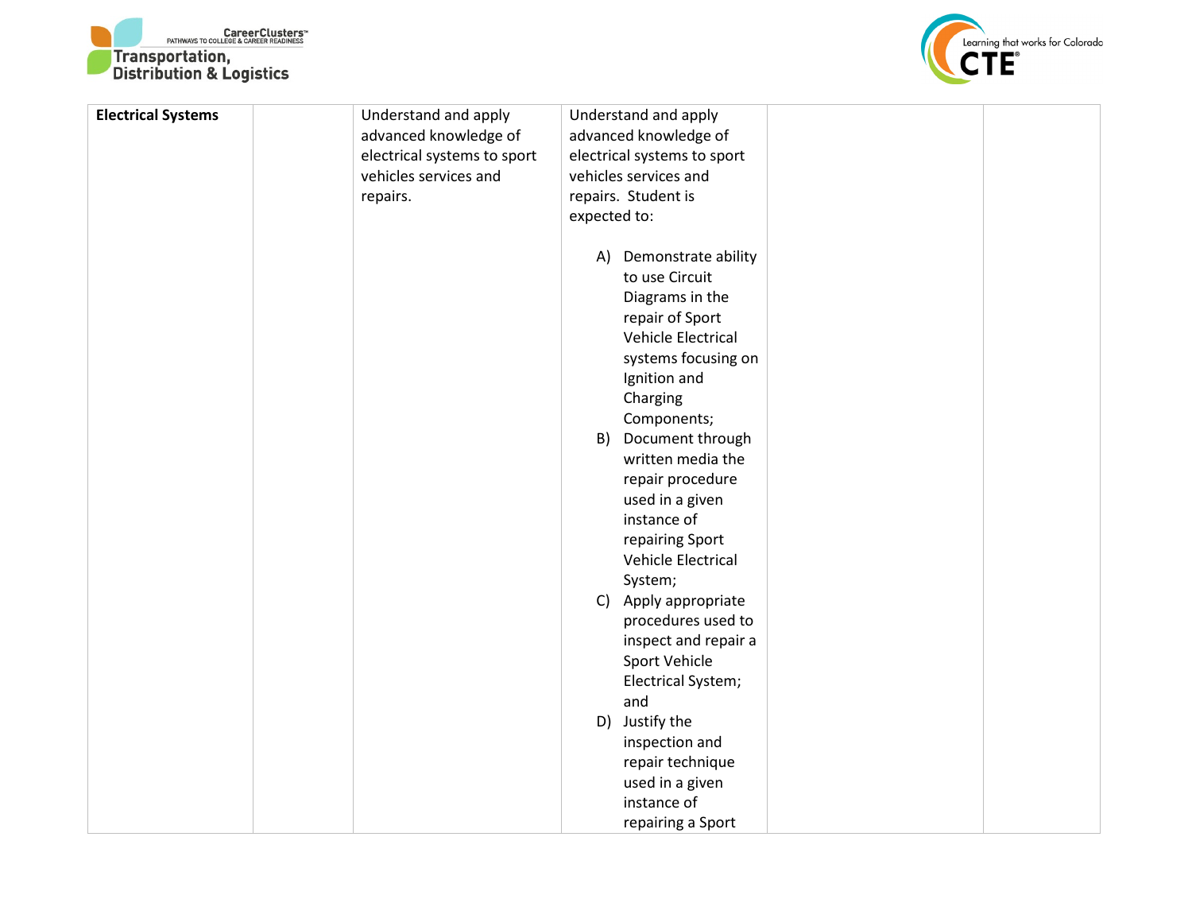| Electrical Systems | | Understand and apply advanced knowledge of electrical systems to sport vehicles services and repairs. | Understand and apply advanced knowledge of electrical systems to sport vehicles services and repairs. Student is expected to:<br><br>A) Demonstrate ability to use Circuit Diagrams in the repair of Sport Vehicle Electrical systems focusing on Ignition and Charging Components;<br>B) Document through written media the repair procedure used in a given instance of repairing Sport Vehicle Electrical System;<br>C) Apply appropriate procedures used to inspect and repair a Sport Vehicle Electrical System; and<br>D) Justify the inspection and repair technique used in a given instance of repairing a Sport | | |
|---|---|---|---|---|---|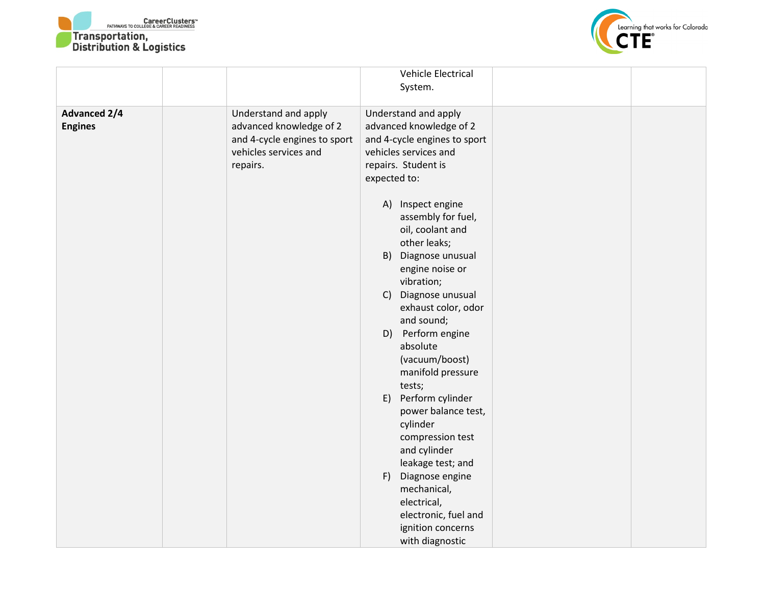| | | | | | |
|---|---|---|---|---|---|
| | | | Vehicle Electrical System. | | |
| **Advanced 2/4 Engines** | | Understand and apply advanced knowledge of 2 and 4-cycle engines to sport vehicles services and repairs. | Understand and apply advanced knowledge of 2 and 4-cycle engines to sport vehicles services and repairs. Student is expected to:<br><br>A) Inspect engine assembly for fuel, oil, coolant and other leaks;<br>B) Diagnose unusual engine noise or vibration;<br>C) Diagnose unusual exhaust color, odor and sound;<br>D) Perform engine absolute (vacuum/boost) manifold pressure tests;<br>E) Perform cylinder power balance test, cylinder compression test and cylinder leakage test; and<br>F) Diagnose engine mechanical, electrical, electronic, fuel and ignition concerns with diagnostic | | |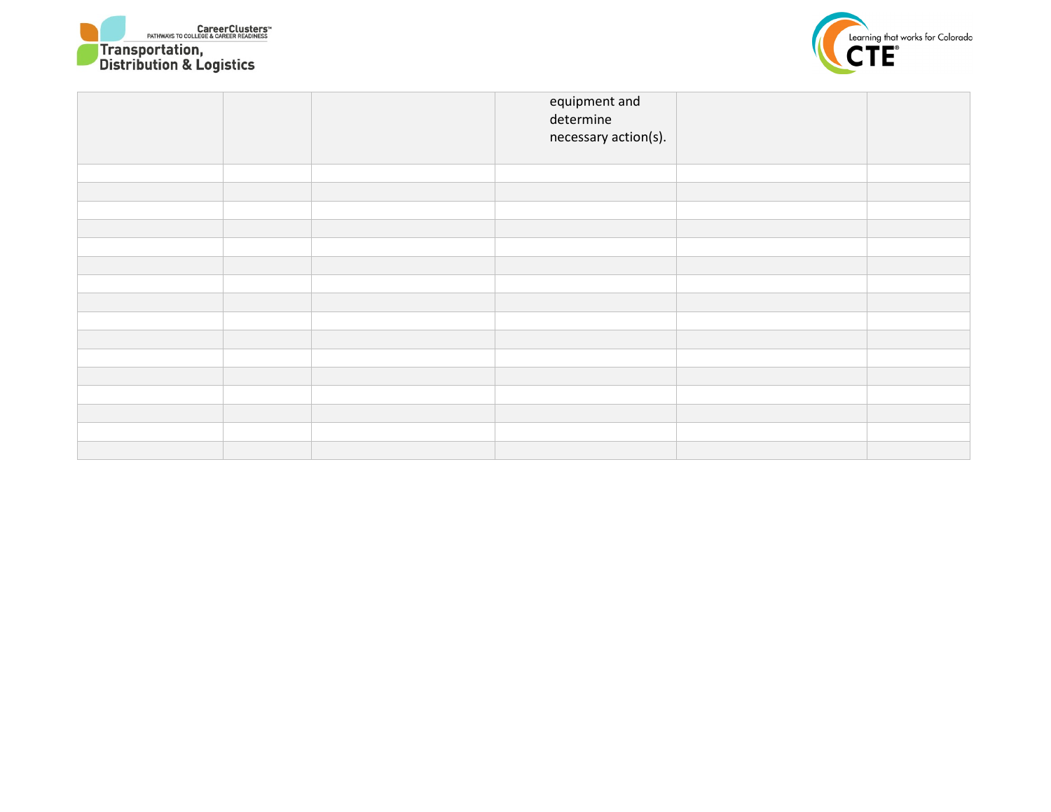| | | | | | |
|---|---|---|---|---|---|
| | | | equipment and determine necessary action(s). | | |
| | | | | | |
| | | | | | |
| | | | | | |
| | | | | | |
| | | | | | |
| | | | | | |
| | | | | | |
| | | | | | |
| | | | | | |
| | | | | | |
| | | | | | |
| | | | | | |
| | | | | | |
| | | | | | |
| | | | | | |
| | | | | | |